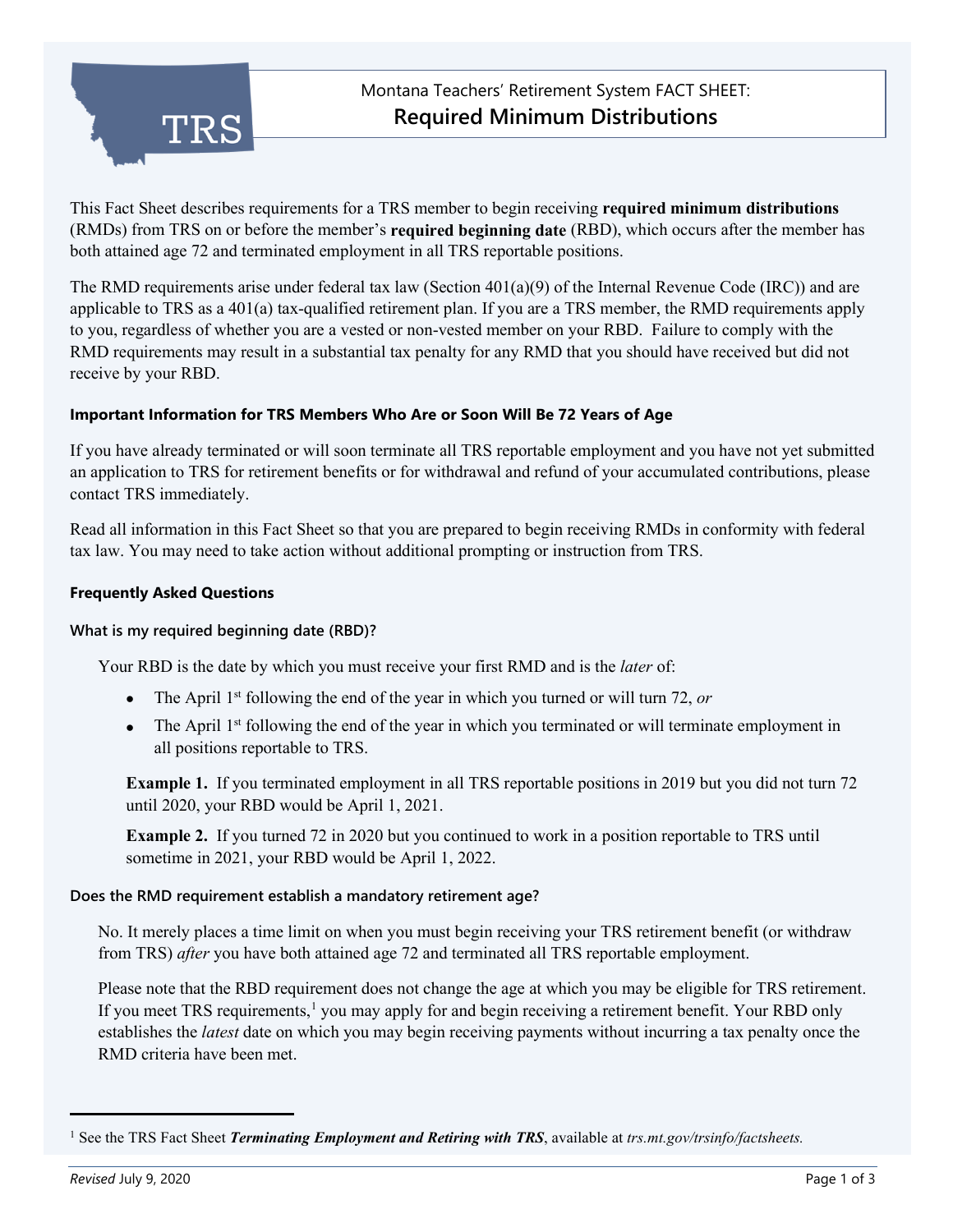TRS

Montana Teachers' Retirement System FACT SHEET:

# Required Minimum Distributions

This Fact Sheet describes requirements for a TRS member to begin receiving **required minimum distributions** (RMDs) from TRS on or before the member's **required beginning date** (RBD), which occurs after the member has both attained age 72 and terminated employment in all TRS reportable positions.

The RMD requirements arise under federal tax law (Section 401(a)(9) of the Internal Revenue Code (IRC)) and are applicable to TRS as a 401(a) tax-qualified retirement plan. If you are a TRS member, the RMD requirements apply to you, regardless of whether you are a vested or non-vested member on your RBD. Failure to comply with the RMD requirements may result in a substantial tax penalty for any RMD that you should have received but did not receive by your RBD.

## Important Information for TRS Members Who Are or Soon Will Be 72 Years of Age

If you have already terminated or will soon terminate all TRS reportable employment and you have not yet submitted an application to TRS for retirement benefits or for withdrawal and refund of your accumulated contributions, please contact TRS immediately.

Read all information in this Fact Sheet so that you are prepared to begin receiving RMDs in conformity with federal tax law. You may need to take action without additional prompting or instruction from TRS.

## Frequently Asked Questions

### What is my required beginning date (RBD)?

Your RBD is the date by which you must receive your first RMD and is the *later* of:

- The April 1st following the end of the year in which you turned or will turn 72, *or*
- The April 1st following the end of the year in which you terminated or will terminate employment in all positions reportable to TRS.

**Example 1.** If you terminated employment in all TRS reportable positions in 2019 but you did not turn 72 until 2020, your RBD would be April 1, 2021.

**Example 2.** If you turned 72 in 2020 but you continued to work in a position reportable to TRS until sometime in 2021, your RBD would be April 1, 2022.

### Does the RMD requirement establish a mandatory retirement age?

No. It merely places a time limit on when you must begin receiving your TRS retirement benefit (or withdraw from TRS) *after* you have both attained age 72 and terminated all TRS reportable employment.

Please note that the RBD requirement does not change the age at which you may be eligible for TRS retirement. If you meet TRS requirements,[1] you may apply for and begin receiving a retirement benefit. Your RBD only establishes the *latest* date on which you may begin receiving payments without incurring a tax penalty once the RMD criteria have been met.

---

[1] See the TRS Fact Sheet ***Terminating Employment and Retiring with TRS***, available at *trs.mt.gov/trsinfo/factsheets.*

*Revised* July 9, 2020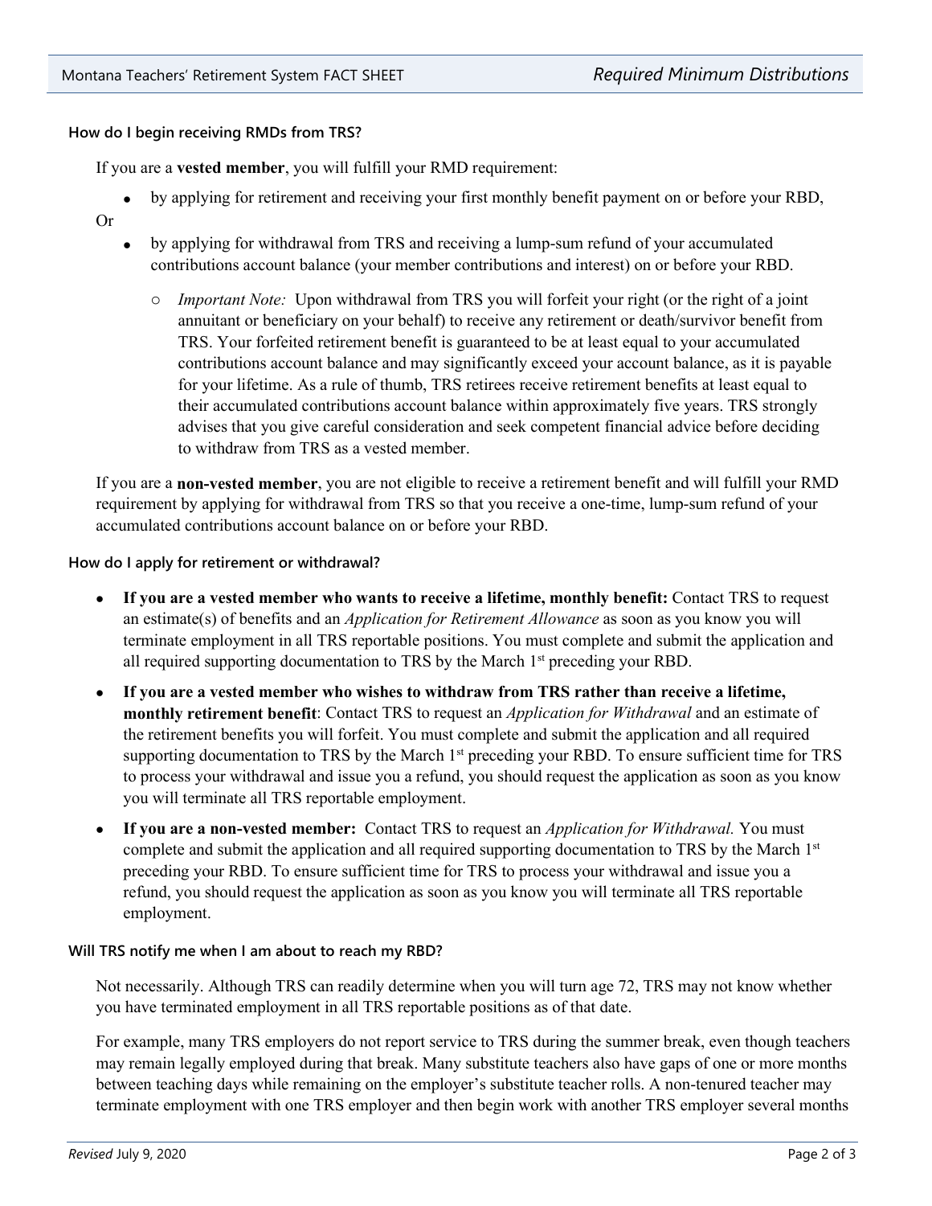### How do I begin receiving RMDs from TRS?

If you are a **vested member**, you will fulfill your RMD requirement:

- by applying for retirement and receiving your first monthly benefit payment on or before your RBD,

Or

- by applying for withdrawal from TRS and receiving a lump-sum refund of your accumulated contributions account balance (your member contributions and interest) on or before your RBD.
    - *Important Note:* Upon withdrawal from TRS you will forfeit your right (or the right of a joint annuitant or beneficiary on your behalf) to receive any retirement or death/survivor benefit from TRS. Your forfeited retirement benefit is guaranteed to be at least equal to your accumulated contributions account balance and may significantly exceed your account balance, as it is payable for your lifetime. As a rule of thumb, TRS retirees receive retirement benefits at least equal to their accumulated contributions account balance within approximately five years. TRS strongly advises that you give careful consideration and seek competent financial advice before deciding to withdraw from TRS as a vested member.

If you are a **non-vested member**, you are not eligible to receive a retirement benefit and will fulfill your RMD requirement by applying for withdrawal from TRS so that you receive a one-time, lump-sum refund of your accumulated contributions account balance on or before your RBD.

### How do I apply for retirement or withdrawal?

- **If you are a vested member who wants to receive a lifetime, monthly benefit:** Contact TRS to request an estimate(s) of benefits and an *Application for Retirement Allowance* as soon as you know you will terminate employment in all TRS reportable positions. You must complete and submit the application and all required supporting documentation to TRS by the March 1st preceding your RBD.
- **If you are a vested member who wishes to withdraw from TRS rather than receive a lifetime, monthly retirement benefit**: Contact TRS to request an *Application for Withdrawal* and an estimate of the retirement benefits you will forfeit. You must complete and submit the application and all required supporting documentation to TRS by the March 1st preceding your RBD. To ensure sufficient time for TRS to process your withdrawal and issue you a refund, you should request the application as soon as you know you will terminate all TRS reportable employment.
- **If you are a non-vested member:** Contact TRS to request an *Application for Withdrawal.* You must complete and submit the application and all required supporting documentation to TRS by the March 1st preceding your RBD. To ensure sufficient time for TRS to process your withdrawal and issue you a refund, you should request the application as soon as you know you will terminate all TRS reportable employment.

### Will TRS notify me when I am about to reach my RBD?

Not necessarily. Although TRS can readily determine when you will turn age 72, TRS may not know whether you have terminated employment in all TRS reportable positions as of that date.

For example, many TRS employers do not report service to TRS during the summer break, even though teachers may remain legally employed during that break. Many substitute teachers also have gaps of one or more months between teaching days while remaining on the employer's substitute teacher rolls. A non-tenured teacher may terminate employment with one TRS employer and then begin work with another TRS employer several months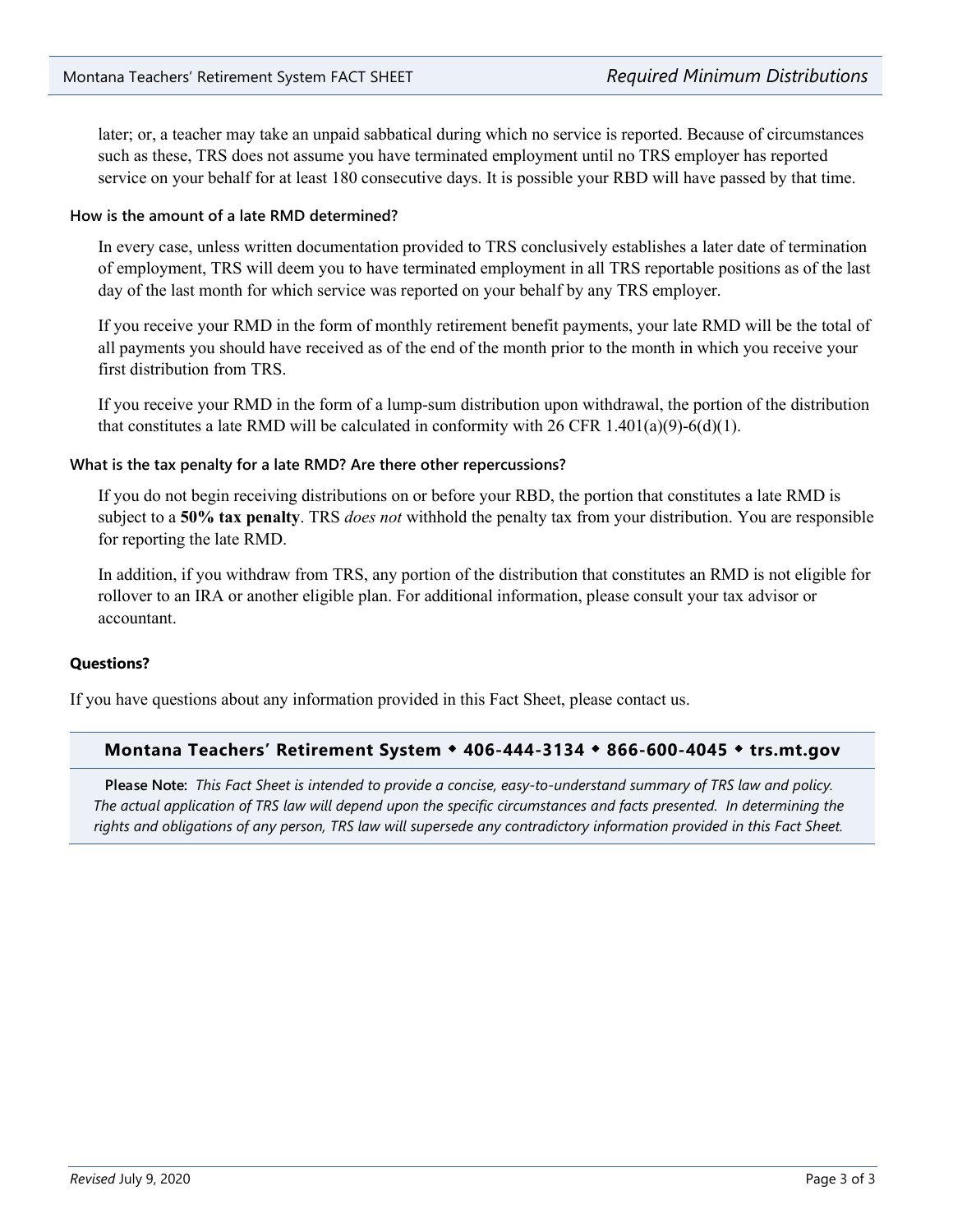later; or, a teacher may take an unpaid sabbatical during which no service is reported. Because of circumstances such as these, TRS does not assume you have terminated employment until no TRS employer has reported service on your behalf for at least 180 consecutive days. It is possible your RBD will have passed by that time.

#### How is the amount of a late RMD determined?

In every case, unless written documentation provided to TRS conclusively establishes a later date of termination of employment, TRS will deem you to have terminated employment in all TRS reportable positions as of the last day of the last month for which service was reported on your behalf by any TRS employer.

If you receive your RMD in the form of monthly retirement benefit payments, your late RMD will be the total of all payments you should have received as of the end of the month prior to the month in which you receive your first distribution from TRS.

If you receive your RMD in the form of a lump-sum distribution upon withdrawal, the portion of the distribution that constitutes a late RMD will be calculated in conformity with 26 CFR 1.401(a)(9)-6(d)(1).

#### What is the tax penalty for a late RMD? Are there other repercussions?

If you do not begin receiving distributions on or before your RBD, the portion that constitutes a late RMD is subject to a **50% tax penalty**. TRS *does not* withhold the penalty tax from your distribution. You are responsible for reporting the late RMD.

In addition, if you withdraw from TRS, any portion of the distribution that constitutes an RMD is not eligible for rollover to an IRA or another eligible plan. For additional information, please consult your tax advisor or accountant.

#### Questions?

If you have questions about any information provided in this Fact Sheet, please contact us.

**Montana Teachers' Retirement System ◆ 406-444-3134 ◆ 866-600-4045 ◆ trs.mt.gov**

**Please Note:** *This Fact Sheet is intended to provide a concise, easy-to-understand summary of TRS law and policy. The actual application of TRS law will depend upon the specific circumstances and facts presented. In determining the rights and obligations of any person, TRS law will supersede any contradictory information provided in this Fact Sheet.*

*Revised* July 9, 2020